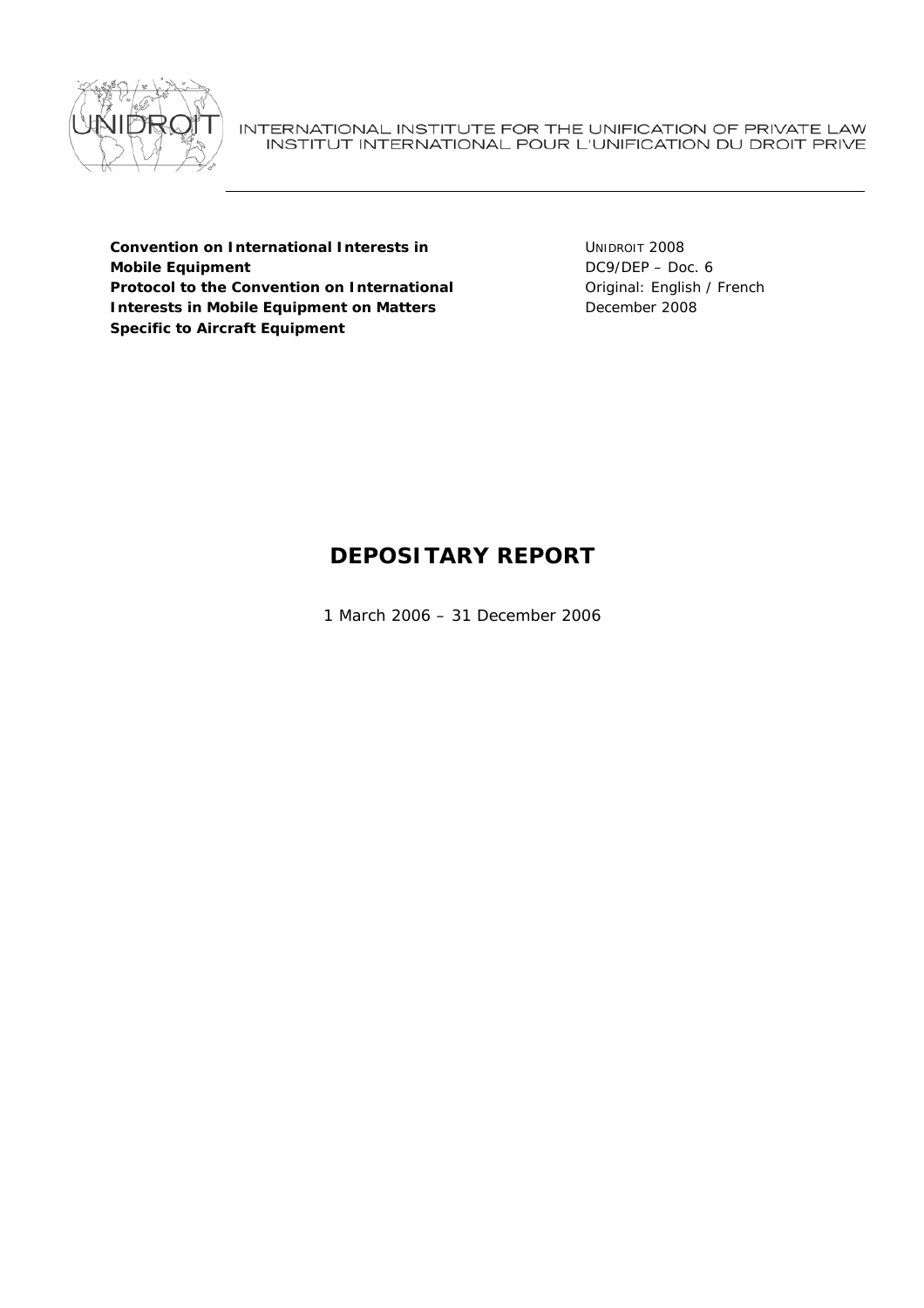INTERNATIONAL INSTITUTE FOR THE UNIFICATION OF PRIVATE LAW
INSTITUT INTERNATIONAL POUR L'UNIFICATION DU DROIT PRIVE

**Convention on International Interests in Mobile Equipment**
**Protocol to the Convention on International Interests in Mobile Equipment on Matters Specific to Aircraft Equipment**

UNIDROIT 2008
DC9/DEP – Doc. 6
Original: English / French
December 2008

# DEPOSITARY REPORT

1 March 2006 – 31 December 2006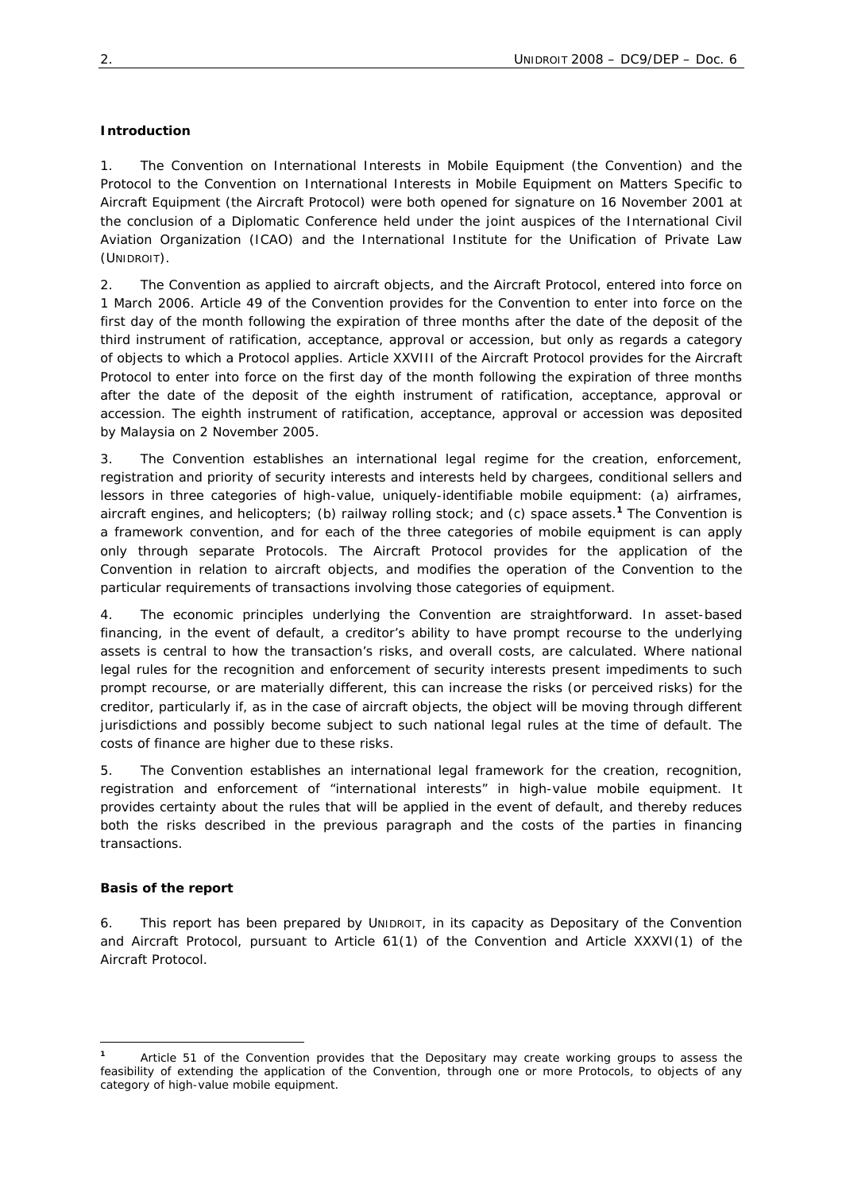**Introduction**

1. The Convention on International Interests in Mobile Equipment (the Convention) and the Protocol to the Convention on International Interests in Mobile Equipment on Matters Specific to Aircraft Equipment (the Aircraft Protocol) were both opened for signature on 16 November 2001 at the conclusion of a Diplomatic Conference held under the joint auspices of the International Civil Aviation Organization (ICAO) and the International Institute for the Unification of Private Law (UNIDROIT).

2. The Convention as applied to aircraft objects, and the Aircraft Protocol, entered into force on 1 March 2006. Article 49 of the Convention provides for the Convention to enter into force on the first day of the month following the expiration of three months after the date of the deposit of the third instrument of ratification, acceptance, approval or accession, but only as regards a category of objects to which a Protocol applies. Article XXVIII of the Aircraft Protocol provides for the Aircraft Protocol to enter into force on the first day of the month following the expiration of three months after the date of the deposit of the eighth instrument of ratification, acceptance, approval or accession. The eighth instrument of ratification, acceptance, approval or accession was deposited by Malaysia on 2 November 2005.

3. The Convention establishes an international legal regime for the creation, enforcement, registration and priority of security interests and interests held by chargees, conditional sellers and lessors in three categories of high-value, uniquely-identifiable mobile equipment: (a) airframes, aircraft engines, and helicopters; (b) railway rolling stock; and (c) space assets.[1] The Convention is a framework convention, and for each of the three categories of mobile equipment is can apply only through separate Protocols. The Aircraft Protocol provides for the application of the Convention in relation to aircraft objects, and modifies the operation of the Convention to the particular requirements of transactions involving those categories of equipment.

4. The economic principles underlying the Convention are straightforward. In asset-based financing, in the event of default, a creditor's ability to have prompt recourse to the underlying assets is central to how the transaction's risks, and overall costs, are calculated. Where national legal rules for the recognition and enforcement of security interests present impediments to such prompt recourse, or are materially different, this can increase the risks (or perceived risks) for the creditor, particularly if, as in the case of aircraft objects, the object will be moving through different jurisdictions and possibly become subject to such national legal rules at the time of default. The costs of finance are higher due to these risks.

5. The Convention establishes an international legal framework for the creation, recognition, registration and enforcement of "international interests" in high-value mobile equipment. It provides certainty about the rules that will be applied in the event of default, and thereby reduces both the risks described in the previous paragraph and the costs of the parties in financing transactions.

**Basis of the report**

6. This report has been prepared by UNIDROIT, in its capacity as Depositary of the Convention and Aircraft Protocol, pursuant to Article 61(1) of the Convention and Article XXXVI(1) of the Aircraft Protocol.

---

[1] Article 51 of the Convention provides that the Depositary may create working groups to assess the feasibility of extending the application of the Convention, through one or more Protocols, to objects of any category of high-value mobile equipment.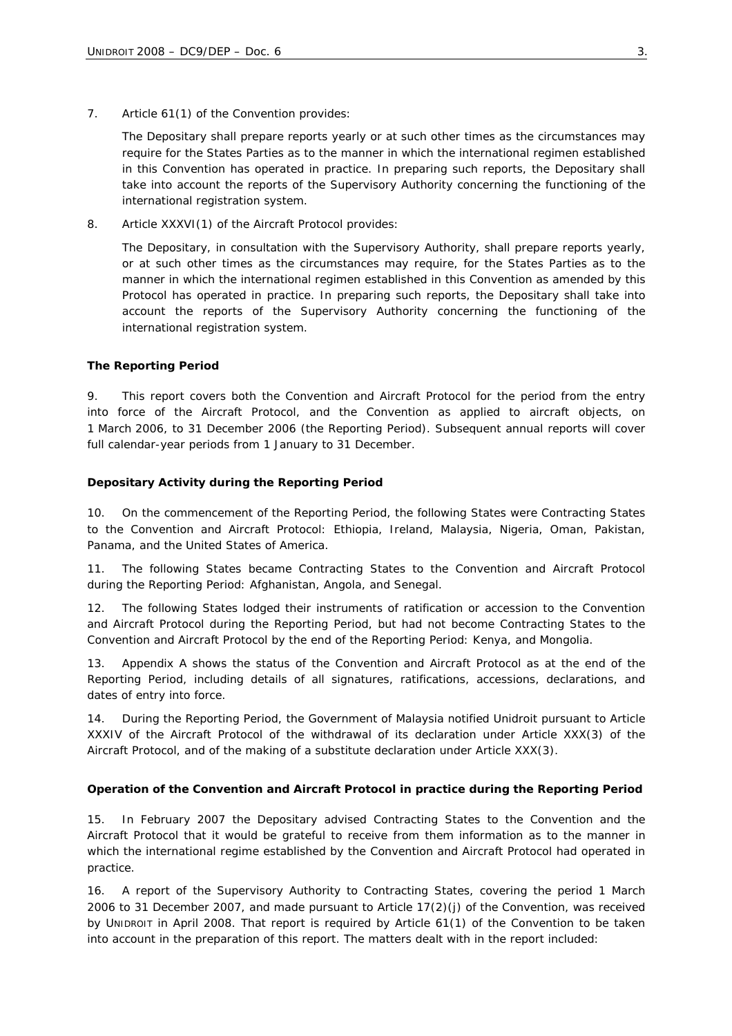7. Article 61(1) of the Convention provides:

> The Depositary shall prepare reports yearly or at such other times as the circumstances may require for the States Parties as to the manner in which the international regimen established in this Convention has operated in practice. In preparing such reports, the Depositary shall take into account the reports of the Supervisory Authority concerning the functioning of the international registration system.

8. Article XXXVI(1) of the Aircraft Protocol provides:

> The Depositary, in consultation with the Supervisory Authority, shall prepare reports yearly, or at such other times as the circumstances may require, for the States Parties as to the manner in which the international regimen established in this Convention as amended by this Protocol has operated in practice. In preparing such reports, the Depositary shall take into account the reports of the Supervisory Authority concerning the functioning of the international registration system.

**The Reporting Period**

9. This report covers both the Convention and Aircraft Protocol for the period from the entry into force of the Aircraft Protocol, and the Convention as applied to aircraft objects, on 1 March 2006, to 31 December 2006 (the Reporting Period). Subsequent annual reports will cover full calendar-year periods from 1 January to 31 December.

**Depositary Activity during the Reporting Period**

10. On the commencement of the Reporting Period, the following States were Contracting States to the Convention and Aircraft Protocol: Ethiopia, Ireland, Malaysia, Nigeria, Oman, Pakistan, Panama, and the United States of America.

11. The following States became Contracting States to the Convention and Aircraft Protocol during the Reporting Period: Afghanistan, Angola, and Senegal.

12. The following States lodged their instruments of ratification or accession to the Convention and Aircraft Protocol during the Reporting Period, but had not become Contracting States to the Convention and Aircraft Protocol by the end of the Reporting Period: Kenya, and Mongolia.

13. Appendix A shows the status of the Convention and Aircraft Protocol as at the end of the Reporting Period, including details of all signatures, ratifications, accessions, declarations, and dates of entry into force.

14. During the Reporting Period, the Government of Malaysia notified Unidroit pursuant to Article XXXIV of the Aircraft Protocol of the withdrawal of its declaration under Article XXX(3) of the Aircraft Protocol, and of the making of a substitute declaration under Article XXX(3).

**Operation of the Convention and Aircraft Protocol in practice during the Reporting Period**

15. In February 2007 the Depositary advised Contracting States to the Convention and the Aircraft Protocol that it would be grateful to receive from them information as to the manner in which the international regime established by the Convention and Aircraft Protocol had operated in practice.

16. A report of the Supervisory Authority to Contracting States, covering the period 1 March 2006 to 31 December 2007, and made pursuant to Article 17(2)(j) of the Convention, was received by UNIDROIT in April 2008. That report is required by Article 61(1) of the Convention to be taken into account in the preparation of this report. The matters dealt with in the report included: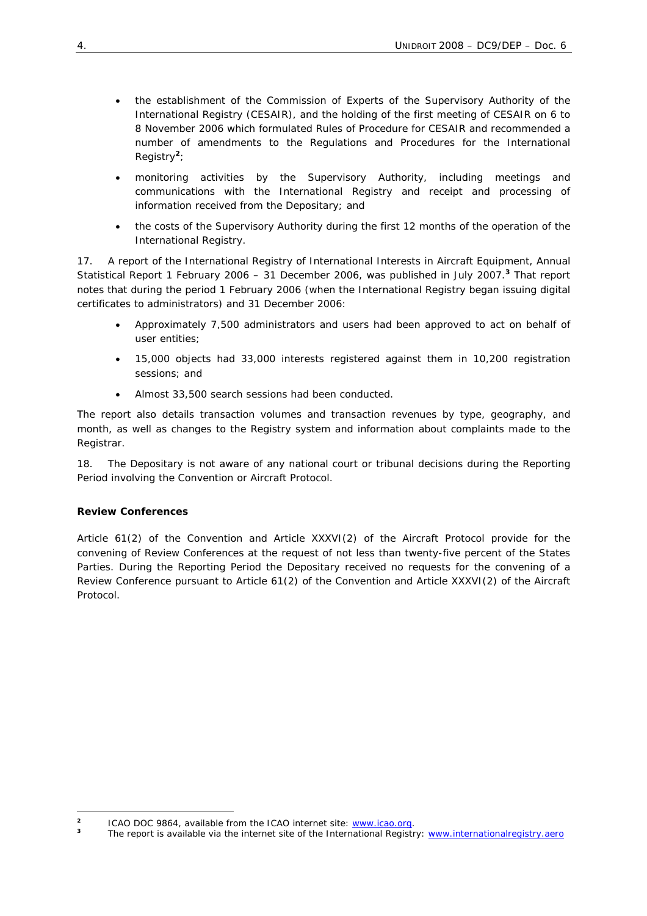- the establishment of the Commission of Experts of the Supervisory Authority of the International Registry (CESAIR), and the holding of the first meeting of CESAIR on 6 to 8 November 2006 which formulated Rules of Procedure for CESAIR and recommended a number of amendments to the Regulations and Procedures for the International Registry[2];

- monitoring activities by the Supervisory Authority, including meetings and communications with the International Registry and receipt and processing of information received from the Depositary; and

- the costs of the Supervisory Authority during the first 12 months of the operation of the International Registry.

17. A report of the International Registry of International Interests in Aircraft Equipment, Annual Statistical Report 1 February 2006 – 31 December 2006, was published in July 2007.[3] That report notes that during the period 1 February 2006 (when the International Registry began issuing digital certificates to administrators) and 31 December 2006:

- Approximately 7,500 administrators and users had been approved to act on behalf of user entities;

- 15,000 objects had 33,000 interests registered against them in 10,200 registration sessions; and

- Almost 33,500 search sessions had been conducted.

The report also details transaction volumes and transaction revenues by type, geography, and month, as well as changes to the Registry system and information about complaints made to the Registrar.

18. The Depositary is not aware of any national court or tribunal decisions during the Reporting Period involving the Convention or Aircraft Protocol.

**Review Conferences**

Article 61(2) of the Convention and Article XXXVI(2) of the Aircraft Protocol provide for the convening of Review Conferences at the request of not less than twenty-five percent of the States Parties. During the Reporting Period the Depositary received no requests for the convening of a Review Conference pursuant to Article 61(2) of the Convention and Article XXXVI(2) of the Aircraft Protocol.

---

[2] ICAO DOC 9864, available from the ICAO internet site: www.icao.org.

[3] The report is available via the internet site of the International Registry: www.internationalregistry.aero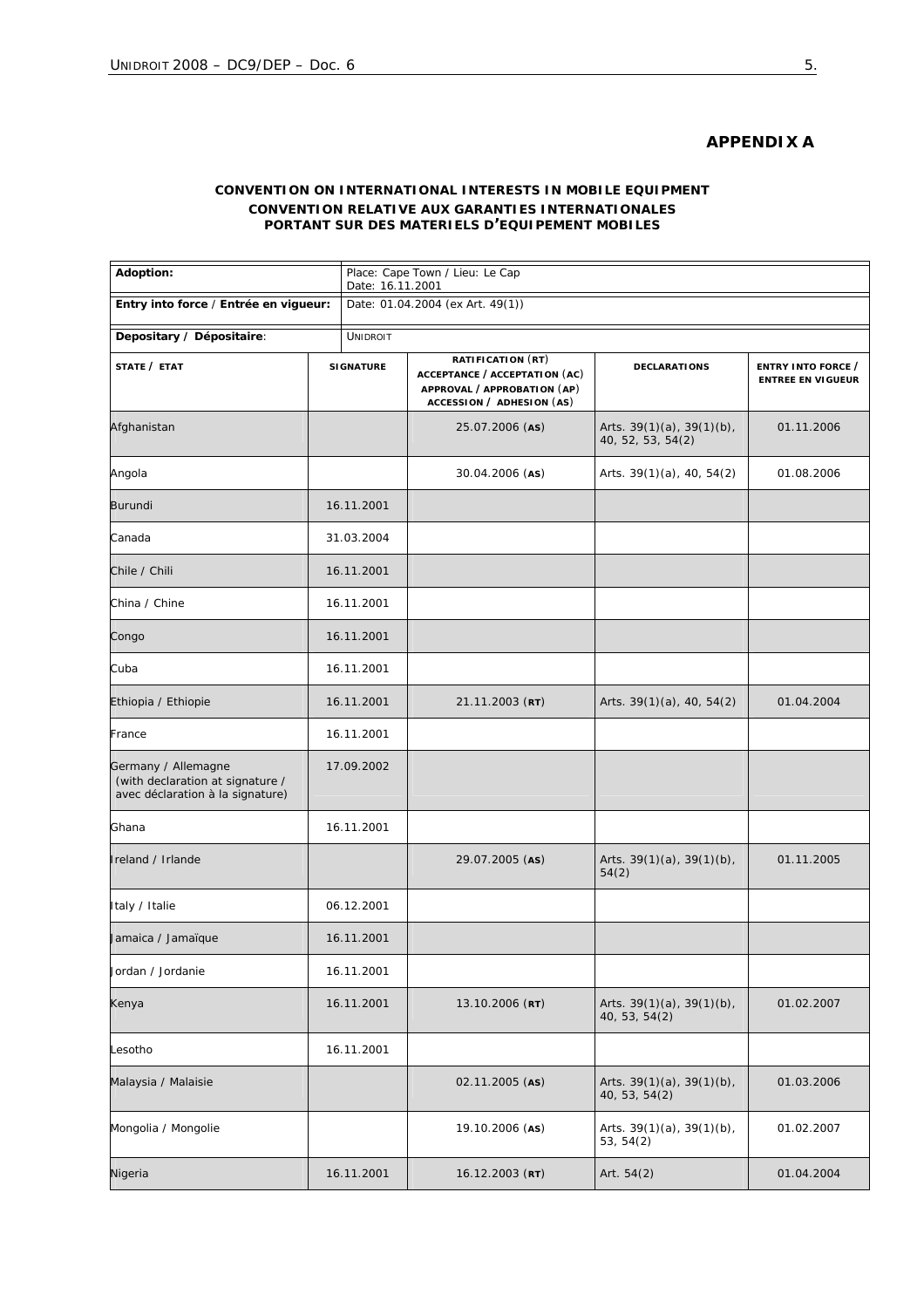## APPENDIX A

### CONVENTION ON INTERNATIONAL INTERESTS IN MOBILE EQUIPMENT
### CONVENTION RELATIVE AUX GARANTIES INTERNATIONALES PORTANT SUR DES MATERIELS D'EQUIPEMENT MOBILES

| **Adoption:** | Place: Cape Town / Lieu: Le Cap<br>Date: 16.11.2001 | | | |
|---|---|---|---|---|
| **Entry into force / Entrée en vigueur:** | Date: 01.04.2004 (ex Art. 49(1)) | | | |
| **Depositary / Dépositaire:** | UNIDROIT | | | |
| **STATE / ETAT** | **SIGNATURE** | **RATIFICATION (RT)<br>ACCEPTANCE / ACCEPTATION (AC)<br>APPROVAL / APPROBATION (AP)<br>ACCESSION / ADHESION (AS)** | **DECLARATIONS** | **ENTRY INTO FORCE / ENTREE EN VIGUEUR** |
| Afghanistan | | 25.07.2006 (**AS**) | Arts. 39(1)(a), 39(1)(b), 40, 52, 53, 54(2) | 01.11.2006 |
| Angola | | 30.04.2006 (**AS**) | Arts. 39(1)(a), 40, 54(2) | 01.08.2006 |
| Burundi | 16.11.2001 | | | |
| Canada | 31.03.2004 | | | |
| Chile / Chili | 16.11.2001 | | | |
| China / Chine | 16.11.2001 | | | |
| Congo | 16.11.2001 | | | |
| Cuba | 16.11.2001 | | | |
| Ethiopia / Ethiopie | 16.11.2001 | 21.11.2003 (**RT**) | Arts. 39(1)(a), 40, 54(2) | 01.04.2004 |
| France | 16.11.2001 | | | |
| Germany / Allemagne (with declaration at signature / avec déclaration à la signature) | 17.09.2002 | | | |
| Ghana | 16.11.2001 | | | |
| Ireland / Irlande | | 29.07.2005 (**AS**) | Arts. 39(1)(a), 39(1)(b), 54(2) | 01.11.2005 |
| Italy / Italie | 06.12.2001 | | | |
| Jamaica / Jamaïque | 16.11.2001 | | | |
| Jordan / Jordanie | 16.11.2001 | | | |
| Kenya | 16.11.2001 | 13.10.2006 (**RT**) | Arts. 39(1)(a), 39(1)(b), 40, 53, 54(2) | 01.02.2007 |
| Lesotho | 16.11.2001 | | | |
| Malaysia / Malaisie | | 02.11.2005 (**AS**) | Arts. 39(1)(a), 39(1)(b), 40, 53, 54(2) | 01.03.2006 |
| Mongolia / Mongolie | | 19.10.2006 (**AS**) | Arts. 39(1)(a), 39(1)(b), 53, 54(2) | 01.02.2007 |
| Nigeria | 16.11.2001 | 16.12.2003 (**RT**) | Art. 54(2) | 01.04.2004 |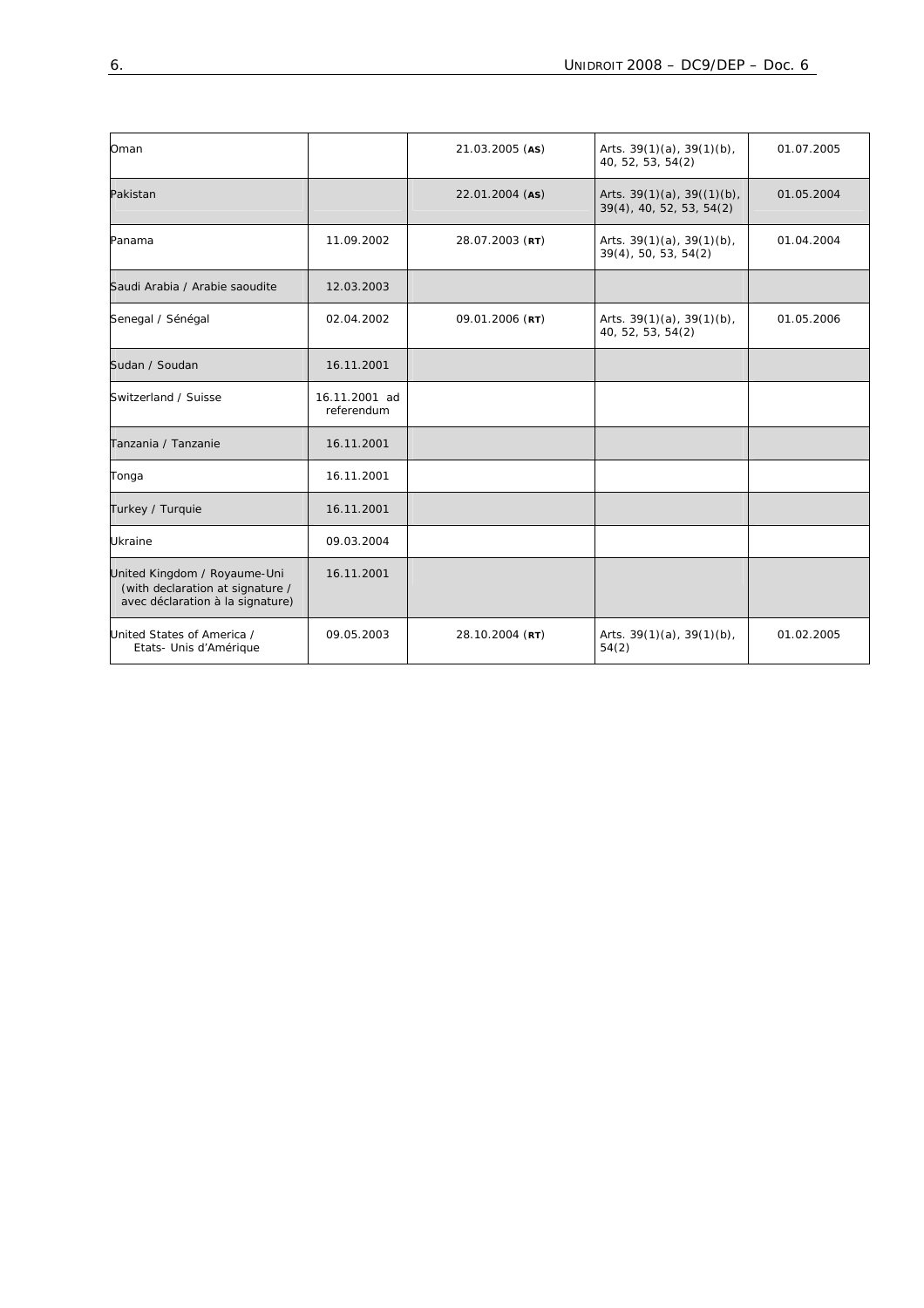| | | | | |
|---|---|---|---|---|
| Oman | | 21.03.2005 (**AS**) | Arts. 39(1)(a), 39(1)(b), 40, 52, 53, 54(2) | 01.07.2005 |
| Pakistan | | 22.01.2004 (**AS**) | Arts. 39(1)(a), 39((1)(b), 39(4), 40, 52, 53, 54(2) | 01.05.2004 |
| Panama | 11.09.2002 | 28.07.2003 (**RT**) | Arts. 39(1)(a), 39(1)(b), 39(4), 50, 53, 54(2) | 01.04.2004 |
| Saudi Arabia / Arabie saoudite | 12.03.2003 | | | |
| Senegal / Sénégal | 02.04.2002 | 09.01.2006 (**RT**) | Arts. 39(1)(a), 39(1)(b), 40, 52, 53, 54(2) | 01.05.2006 |
| Sudan / Soudan | 16.11.2001 | | | |
| Switzerland / Suisse | 16.11.2001 ad referendum | | | |
| Tanzania / Tanzanie | 16.11.2001 | | | |
| Tonga | 16.11.2001 | | | |
| Turkey / Turquie | 16.11.2001 | | | |
| Ukraine | 09.03.2004 | | | |
| United Kingdom / Royaume-Uni (with declaration at signature / avec déclaration à la signature) | 16.11.2001 | | | |
| United States of America / Etats- Unis d'Amérique | 09.05.2003 | 28.10.2004 (**RT**) | Arts. 39(1)(a), 39(1)(b), 54(2) | 01.02.2005 |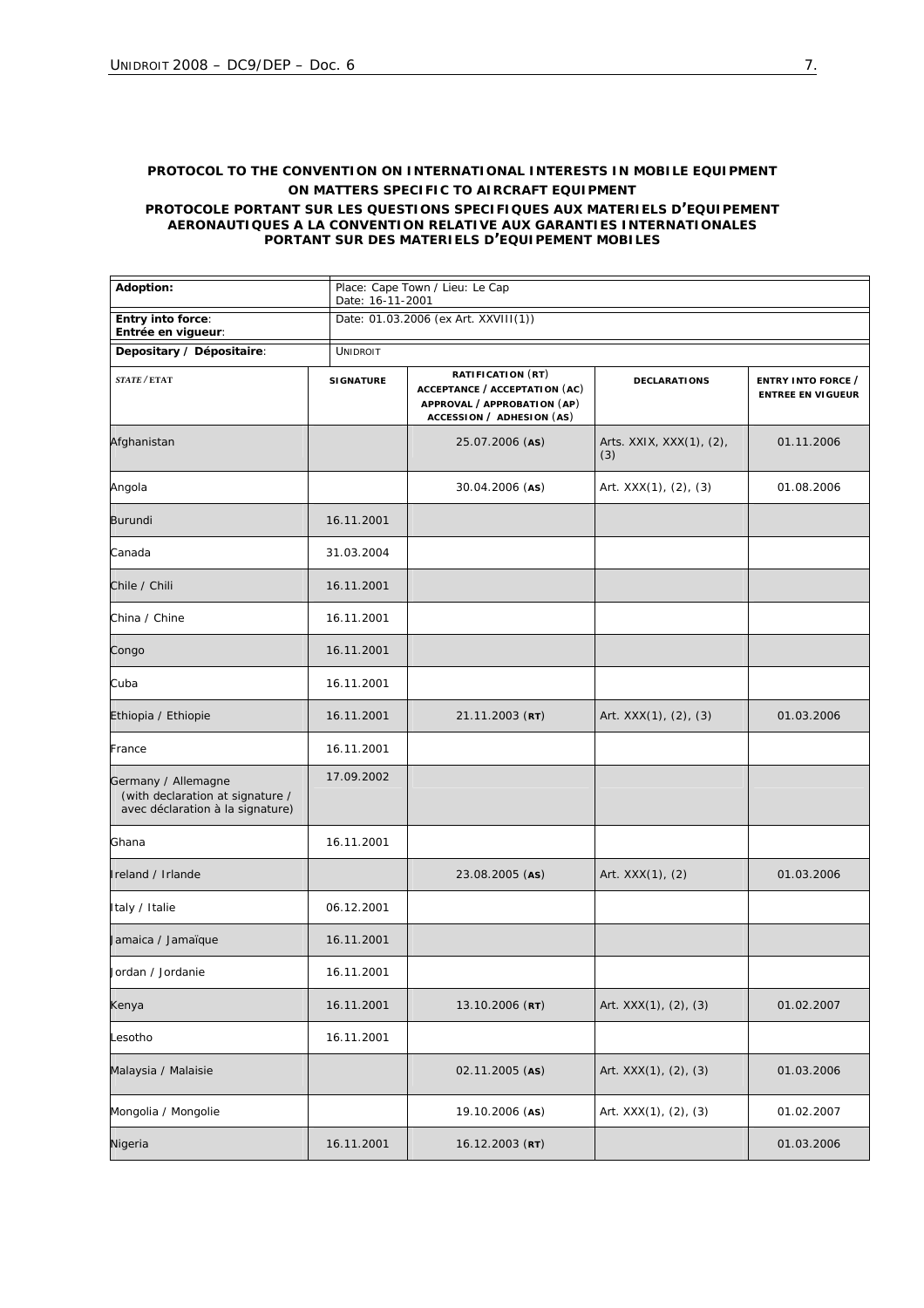**PROTOCOL TO THE CONVENTION ON INTERNATIONAL INTERESTS IN MOBILE EQUIPMENT ON MATTERS SPECIFIC TO AIRCRAFT EQUIPMENT**

**PROTOCOLE PORTANT SUR LES QUESTIONS SPECIFIQUES AUX MATERIELS D'EQUIPEMENT AERONAUTIQUES A LA CONVENTION RELATIVE AUX GARANTIES INTERNATIONALES PORTANT SUR DES MATERIELS D'EQUIPEMENT MOBILES**

| **Adoption:** | Place: Cape Town / Lieu: Le Cap<br>Date: 16-11-2001 |
|---|---|
| **Entry into force**:<br>**Entrée en vigueur**: | Date: 01.03.2006 (ex Art. XXVIII(1)) |
| **Depositary / Dépositaire**: | UNIDROIT |

| STATE / ETAT | SIGNATURE | RATIFICATION (RT)<br>ACCEPTANCE / ACCEPTATION (AC)<br>APPROVAL / APPROBATION (AP)<br>ACCESSION / ADHESION (AS) | DECLARATIONS | ENTRY INTO FORCE / ENTREE EN VIGUEUR |
|---|---|---|---|---|
| Afghanistan | | 25.07.2006 (**AS**) | Arts. XXIX, XXX(1), (2), (3) | 01.11.2006 |
| Angola | | 30.04.2006 (**AS**) | Art. XXX(1), (2), (3) | 01.08.2006 |
| Burundi | 16.11.2001 | | | |
| Canada | 31.03.2004 | | | |
| Chile / Chili | 16.11.2001 | | | |
| China / Chine | 16.11.2001 | | | |
| Congo | 16.11.2001 | | | |
| Cuba | 16.11.2001 | | | |
| Ethiopia / Ethiopie | 16.11.2001 | 21.11.2003 (**RT**) | Art. XXX(1), (2), (3) | 01.03.2006 |
| France | 16.11.2001 | | | |
| Germany / Allemagne<br>(with declaration at signature / avec déclaration à la signature) | 17.09.2002 | | | |
| Ghana | 16.11.2001 | | | |
| Ireland / Irlande | | 23.08.2005 (**AS**) | Art. XXX(1), (2) | 01.03.2006 |
| Italy / Italie | 06.12.2001 | | | |
| Jamaica / Jamaïque | 16.11.2001 | | | |
| Jordan / Jordanie | 16.11.2001 | | | |
| Kenya | 16.11.2001 | 13.10.2006 (**RT**) | Art. XXX(1), (2), (3) | 01.02.2007 |
| Lesotho | 16.11.2001 | | | |
| Malaysia / Malaisie | | 02.11.2005 (**AS**) | Art. XXX(1), (2), (3) | 01.03.2006 |
| Mongolia / Mongolie | | 19.10.2006 (**AS**) | Art. XXX(1), (2), (3) | 01.02.2007 |
| Nigeria | 16.11.2001 | 16.12.2003 (**RT**) | | 01.03.2006 |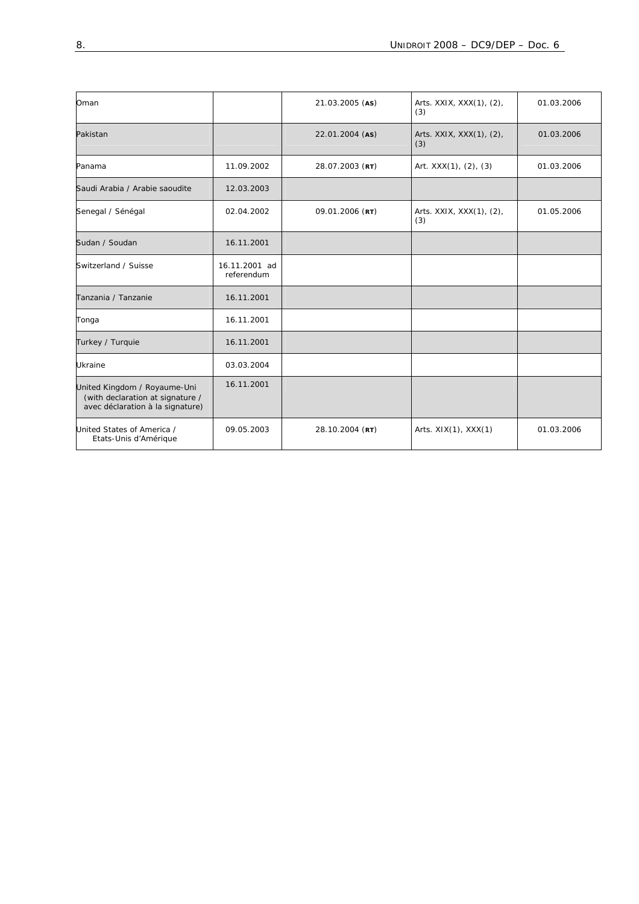| | | | | |
|---|---|---|---|---|
| Oman | | 21.03.2005 (**AS**) | Arts. XXIX, XXX(1), (2), (3) | 01.03.2006 |
| Pakistan | | 22.01.2004 (**AS**) | Arts. XXIX, XXX(1), (2), (3) | 01.03.2006 |
| Panama | 11.09.2002 | 28.07.2003 (**RT**) | Art. XXX(1), (2), (3) | 01.03.2006 |
| Saudi Arabia / Arabie saoudite | 12.03.2003 | | | |
| Senegal / Sénégal | 02.04.2002 | 09.01.2006 (**RT**) | Arts. XXIX, XXX(1), (2), (3) | 01.05.2006 |
| Sudan / Soudan | 16.11.2001 | | | |
| Switzerland / Suisse | 16.11.2001 ad referendum | | | |
| Tanzania / Tanzanie | 16.11.2001 | | | |
| Tonga | 16.11.2001 | | | |
| Turkey / Turquie | 16.11.2001 | | | |
| Ukraine | 03.03.2004 | | | |
| United Kingdom / Royaume-Uni (with declaration at signature / avec déclaration à la signature) | 16.11.2001 | | | |
| United States of America / Etats-Unis d'Amérique | 09.05.2003 | 28.10.2004 (**RT**) | Arts. XIX(1), XXX(1) | 01.03.2006 |